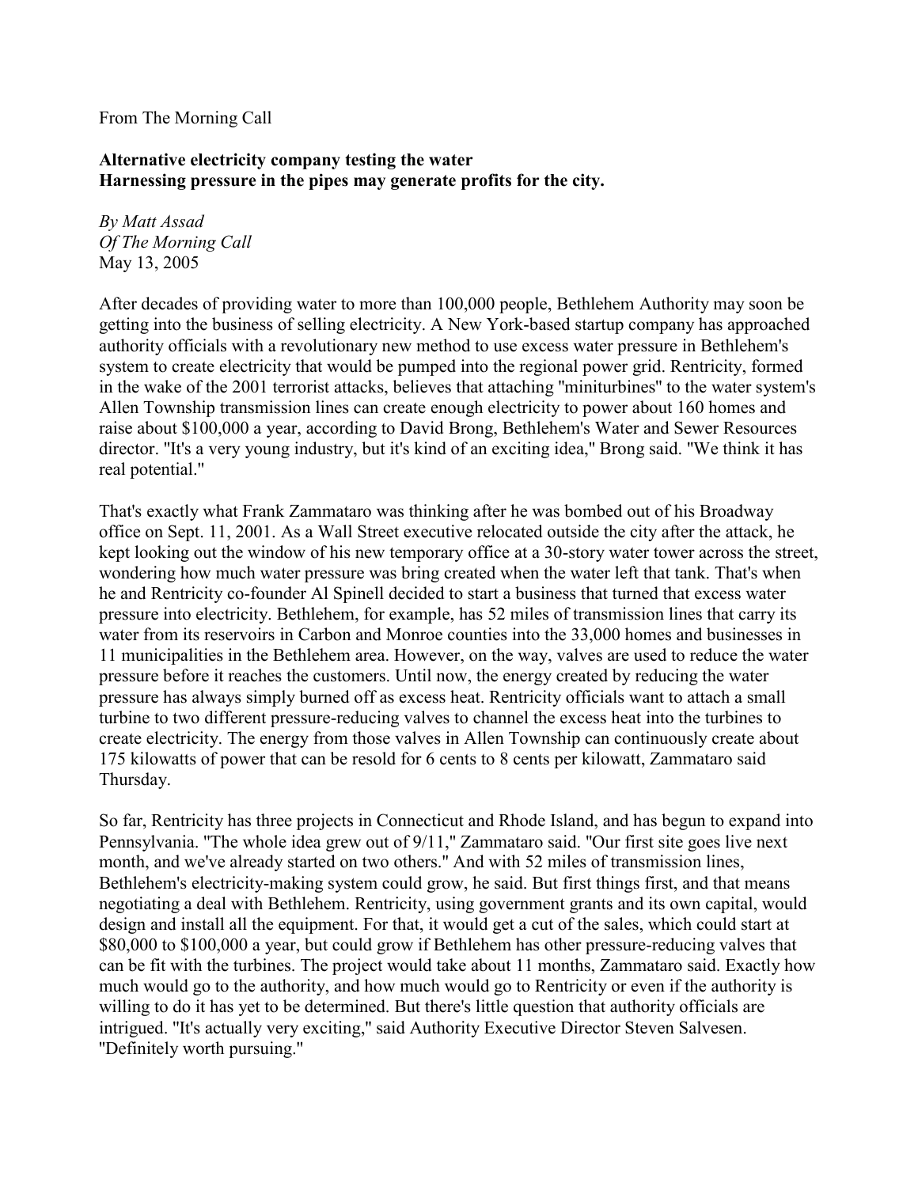From The Morning Call

**Alternative electricity company testing the water**
**Harnessing pressure in the pipes may generate profits for the city.**

*By Matt Assad*
*Of The Morning Call*
May 13, 2005

After decades of providing water to more than 100,000 people, Bethlehem Authority may soon be getting into the business of selling electricity. A New York-based startup company has approached authority officials with a revolutionary new method to use excess water pressure in Bethlehem's system to create electricity that would be pumped into the regional power grid. Rentricity, formed in the wake of the 2001 terrorist attacks, believes that attaching "miniturbines" to the water system's Allen Township transmission lines can create enough electricity to power about 160 homes and raise about $100,000 a year, according to David Brong, Bethlehem's Water and Sewer Resources director. "It's a very young industry, but it's kind of an exciting idea," Brong said. "We think it has real potential."

That's exactly what Frank Zammataro was thinking after he was bombed out of his Broadway office on Sept. 11, 2001. As a Wall Street executive relocated outside the city after the attack, he kept looking out the window of his new temporary office at a 30-story water tower across the street, wondering how much water pressure was bring created when the water left that tank. That's when he and Rentricity co-founder Al Spinell decided to start a business that turned that excess water pressure into electricity. Bethlehem, for example, has 52 miles of transmission lines that carry its water from its reservoirs in Carbon and Monroe counties into the 33,000 homes and businesses in 11 municipalities in the Bethlehem area. However, on the way, valves are used to reduce the water pressure before it reaches the customers. Until now, the energy created by reducing the water pressure has always simply burned off as excess heat. Rentricity officials want to attach a small turbine to two different pressure-reducing valves to channel the excess heat into the turbines to create electricity. The energy from those valves in Allen Township can continuously create about 175 kilowatts of power that can be resold for 6 cents to 8 cents per kilowatt, Zammataro said Thursday.

So far, Rentricity has three projects in Connecticut and Rhode Island, and has begun to expand into Pennsylvania. "The whole idea grew out of 9/11," Zammataro said. "Our first site goes live next month, and we've already started on two others." And with 52 miles of transmission lines, Bethlehem's electricity-making system could grow, he said. But first things first, and that means negotiating a deal with Bethlehem. Rentricity, using government grants and its own capital, would design and install all the equipment. For that, it would get a cut of the sales, which could start at $80,000 to $100,000 a year, but could grow if Bethlehem has other pressure-reducing valves that can be fit with the turbines. The project would take about 11 months, Zammataro said. Exactly how much would go to the authority, and how much would go to Rentricity or even if the authority is willing to do it has yet to be determined. But there's little question that authority officials are intrigued. "It's actually very exciting," said Authority Executive Director Steven Salvesen. "Definitely worth pursuing."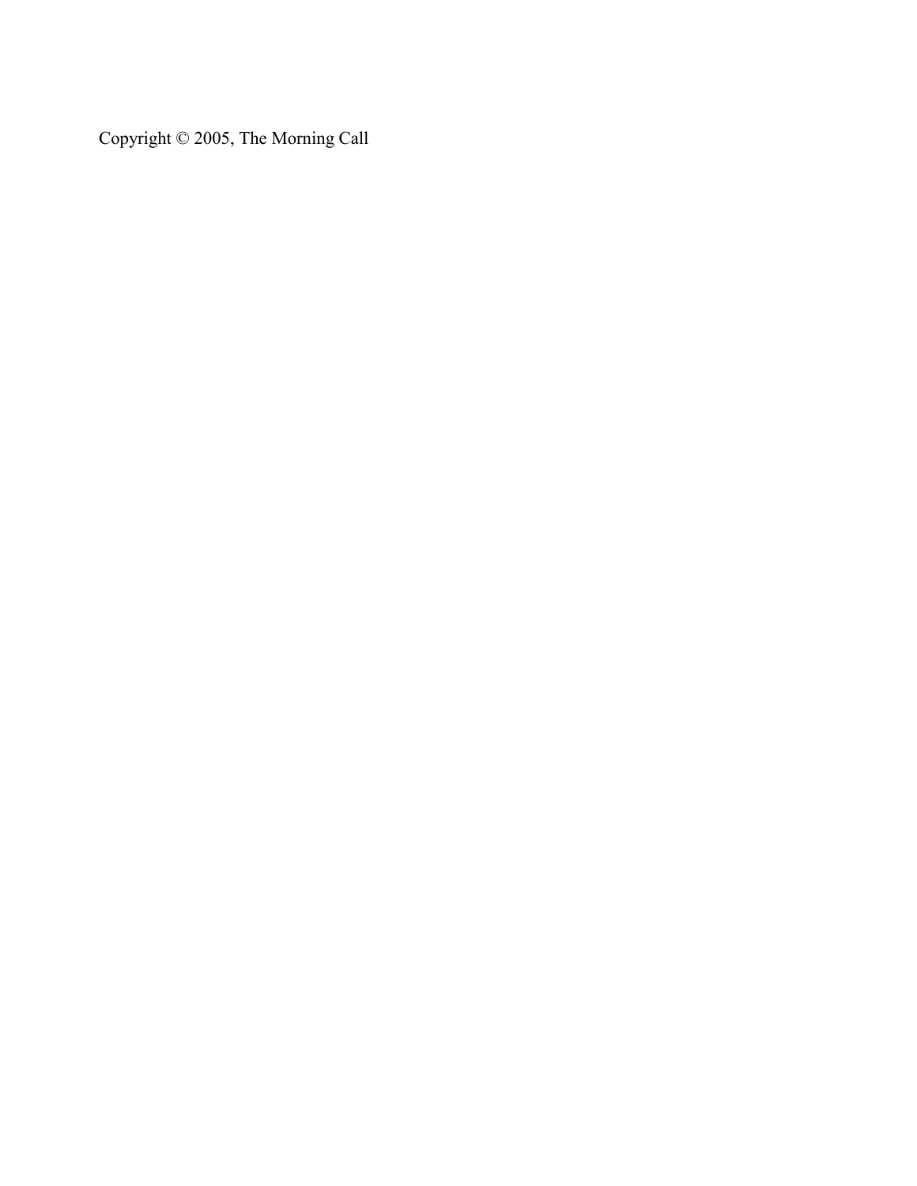Copyright © 2005, The Morning Call